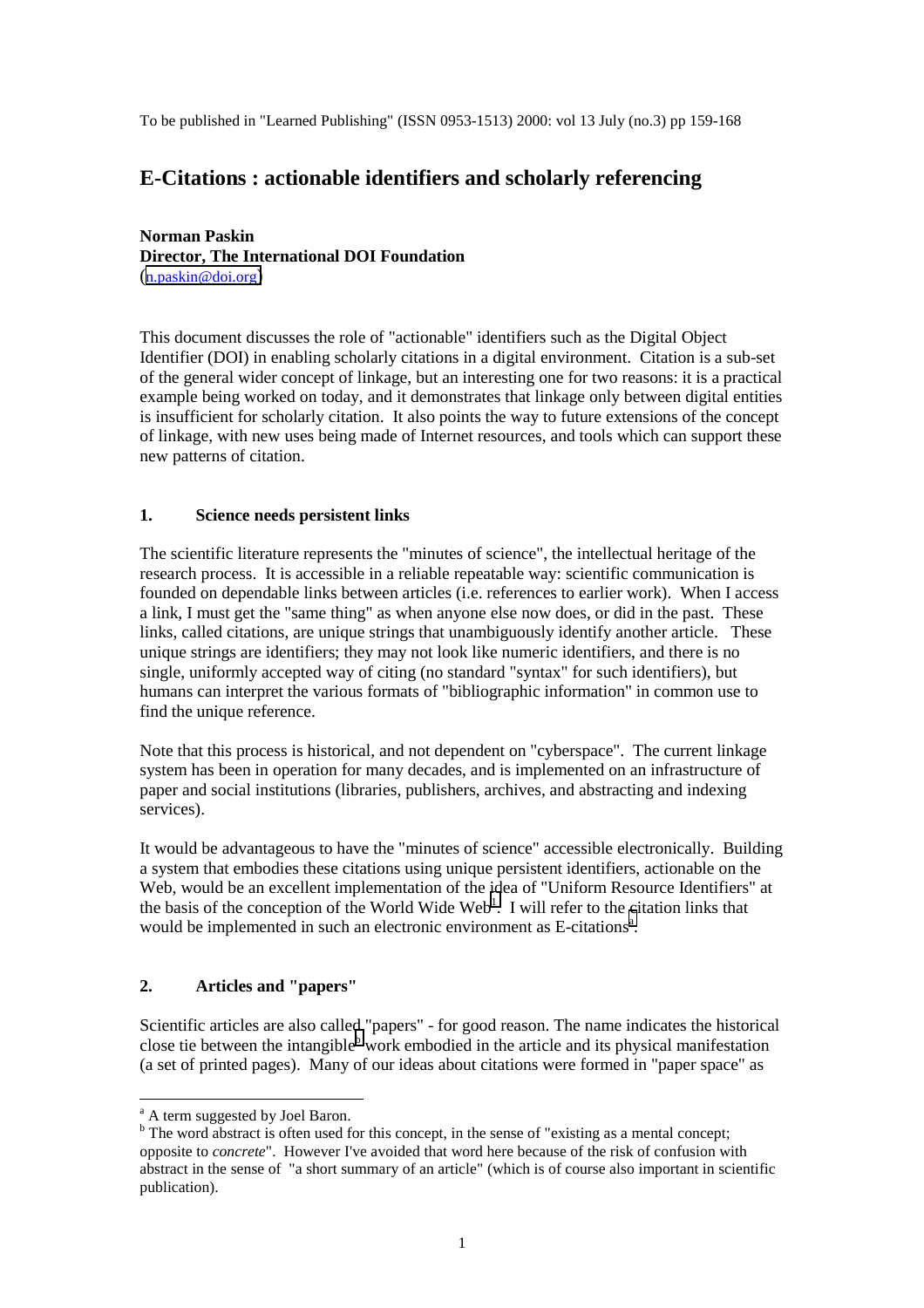To be published in "Learned Publishing" (ISSN 0953-1513) 2000: vol 13 July (no.3) pp 159-168

# E-Citations : actionable identifiers and scholarly referencing

**Norman Paskin**
**Director, The International DOI Foundation**
(n.paskin@doi.org)

This document discusses the role of "actionable" identifiers such as the Digital Object Identifier (DOI) in enabling scholarly citations in a digital environment. Citation is a sub-set of the general wider concept of linkage, but an interesting one for two reasons: it is a practical example being worked on today, and it demonstrates that linkage only between digital entities is insufficient for scholarly citation. It also points the way to future extensions of the concept of linkage, with new uses being made of Internet resources, and tools which can support these new patterns of citation.

## 1. Science needs persistent links

The scientific literature represents the "minutes of science", the intellectual heritage of the research process. It is accessible in a reliable repeatable way: scientific communication is founded on dependable links between articles (i.e. references to earlier work). When I access a link, I must get the "same thing" as when anyone else now does, or did in the past. These links, called citations, are unique strings that unambiguously identify another article. These unique strings are identifiers; they may not look like numeric identifiers, and there is no single, uniformly accepted way of citing (no standard "syntax" for such identifiers), but humans can interpret the various formats of "bibliographic information" in common use to find the unique reference.

Note that this process is historical, and not dependent on "cyberspace". The current linkage system has been in operation for many decades, and is implemented on an infrastructure of paper and social institutions (libraries, publishers, archives, and abstracting and indexing services).

It would be advantageous to have the "minutes of science" accessible electronically. Building a system that embodies these citations using unique persistent identifiers, actionable on the Web, would be an excellent implementation of the idea of "Uniform Resource Identifiers" at the basis of the conception of the World Wide Web[i]. I will refer to the citation links that would be implemented in such an electronic environment as E-citations[a].

## 2. Articles and "papers"

Scientific articles are also called "papers" - for good reason. The name indicates the historical close tie between the intangible[b] work embodied in the article and its physical manifestation (a set of printed pages). Many of our ideas about citations were formed in "paper space" as

---

[a] A term suggested by Joel Baron.

[b] The word abstract is often used for this concept, in the sense of "existing as a mental concept; opposite to *concrete*". However I've avoided that word here because of the risk of confusion with abstract in the sense of "a short summary of an article" (which is of course also important in scientific publication).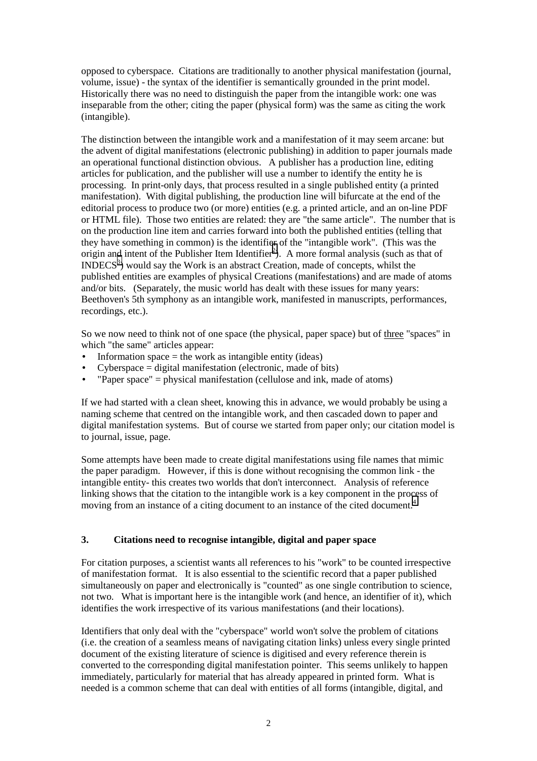opposed to cyberspace. Citations are traditionally to another physical manifestation (journal, volume, issue) - the syntax of the identifier is semantically grounded in the print model. Historically there was no need to distinguish the paper from the intangible work: one was inseparable from the other; citing the paper (physical form) was the same as citing the work (intangible).

The distinction between the intangible work and a manifestation of it may seem arcane: but the advent of digital manifestations (electronic publishing) in addition to paper journals made an operational functional distinction obvious. A publisher has a production line, editing articles for publication, and the publisher will use a number to identify the entity he is processing. In print-only days, that process resulted in a single published entity (a printed manifestation). With digital publishing, the production line will bifurcate at the end of the editorial process to produce two (or more) entities (e.g. a printed article, and an on-line PDF or HTML file). Those two entities are related: they are "the same article". The number that is on the production line item and carries forward into both the published entities (telling that they have something in common) is the identifier of the "intangible work". (This was the origin and intent of the Publisher Item Identifier[2]). A more formal analysis (such as that of INDECS[3]) would say the Work is an abstract Creation, made of concepts, whilst the published entities are examples of physical Creations (manifestations) and are made of atoms and/or bits. (Separately, the music world has dealt with these issues for many years: Beethoven's 5th symphony as an intangible work, manifested in manuscripts, performances, recordings, etc.).

So we now need to think not of one space (the physical, paper space) but of <u>three</u> "spaces" in which "the same" articles appear:

- Information space = the work as intangible entity (ideas)
- Cyberspace = digital manifestation (electronic, made of bits)
- "Paper space" = physical manifestation (cellulose and ink, made of atoms)

If we had started with a clean sheet, knowing this in advance, we would probably be using a naming scheme that centred on the intangible work, and then cascaded down to paper and digital manifestation systems. But of course we started from paper only; our citation model is to journal, issue, page.

Some attempts have been made to create digital manifestations using file names that mimic the paper paradigm. However, if this is done without recognising the common link - the intangible entity- this creates two worlds that don't interconnect. Analysis of reference linking shows that the citation to the intangible work is a key component in the process of moving from an instance of a citing document to an instance of the cited document.[4]

### 3. Citations need to recognise intangible, digital and paper space

For citation purposes, a scientist wants all references to his "work" to be counted irrespective of manifestation format. It is also essential to the scientific record that a paper published simultaneously on paper and electronically is "counted" as one single contribution to science, not two. What is important here is the intangible work (and hence, an identifier of it), which identifies the work irrespective of its various manifestations (and their locations).

Identifiers that only deal with the "cyberspace" world won't solve the problem of citations (i.e. the creation of a seamless means of navigating citation links) unless every single printed document of the existing literature of science is digitised and every reference therein is converted to the corresponding digital manifestation pointer. This seems unlikely to happen immediately, particularly for material that has already appeared in printed form. What is needed is a common scheme that can deal with entities of all forms (intangible, digital, and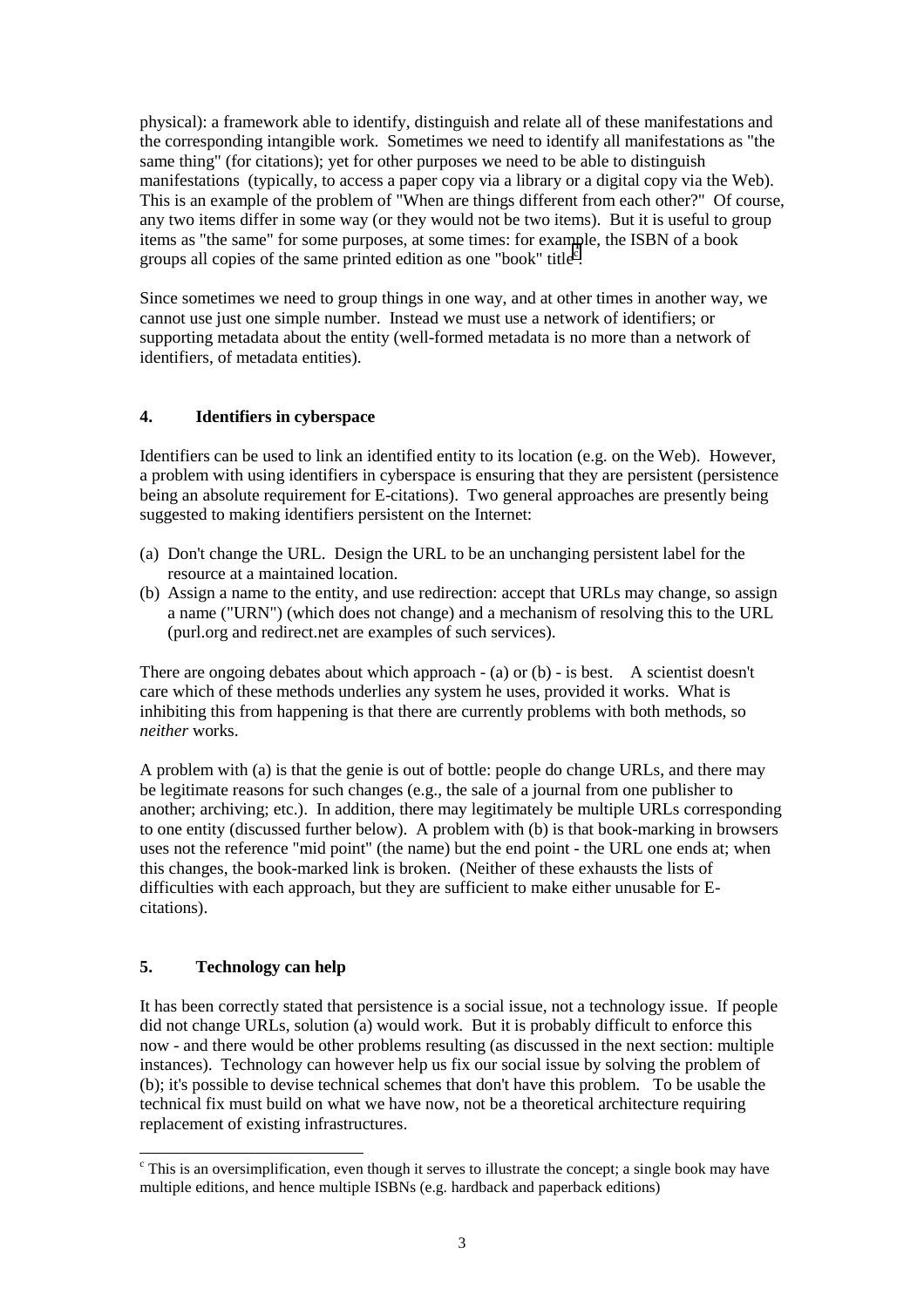physical): a framework able to identify, distinguish and relate all of these manifestations and the corresponding intangible work. Sometimes we need to identify all manifestations as "the same thing" (for citations); yet for other purposes we need to be able to distinguish manifestations (typically, to access a paper copy via a library or a digital copy via the Web). This is an example of the problem of "When are things different from each other?" Of course, any two items differ in some way (or they would not be two items). But it is useful to group items as "the same" for some purposes, at some times: for example, the ISBN of a book groups all copies of the same printed edition as one "book" title[c].

Since sometimes we need to group things in one way, and at other times in another way, we cannot use just one simple number. Instead we must use a network of identifiers; or supporting metadata about the entity (well-formed metadata is no more than a network of identifiers, of metadata entities).

## 4. Identifiers in cyberspace

Identifiers can be used to link an identified entity to its location (e.g. on the Web). However, a problem with using identifiers in cyberspace is ensuring that they are persistent (persistence being an absolute requirement for E-citations). Two general approaches are presently being suggested to making identifiers persistent on the Internet:

(a) Don't change the URL. Design the URL to be an unchanging persistent label for the resource at a maintained location.
(b) Assign a name to the entity, and use redirection: accept that URLs may change, so assign a name ("URN") (which does not change) and a mechanism of resolving this to the URL (purl.org and redirect.net are examples of such services).

There are ongoing debates about which approach - (a) or (b) - is best. A scientist doesn't care which of these methods underlies any system he uses, provided it works. What is inhibiting this from happening is that there are currently problems with both methods, so *neither* works.

A problem with (a) is that the genie is out of bottle: people do change URLs, and there may be legitimate reasons for such changes (e.g., the sale of a journal from one publisher to another; archiving; etc.). In addition, there may legitimately be multiple URLs corresponding to one entity (discussed further below). A problem with (b) is that book-marking in browsers uses not the reference "mid point" (the name) but the end point - the URL one ends at; when this changes, the book-marked link is broken. (Neither of these exhausts the lists of difficulties with each approach, but they are sufficient to make either unusable for E-citations).

## 5. Technology can help

It has been correctly stated that persistence is a social issue, not a technology issue. If people did not change URLs, solution (a) would work. But it is probably difficult to enforce this now - and there would be other problems resulting (as discussed in the next section: multiple instances). Technology can however help us fix our social issue by solving the problem of (b); it's possible to devise technical schemes that don't have this problem. To be usable the technical fix must build on what we have now, not be a theoretical architecture requiring replacement of existing infrastructures.

[c] This is an oversimplification, even though it serves to illustrate the concept; a single book may have multiple editions, and hence multiple ISBNs (e.g. hardback and paperback editions)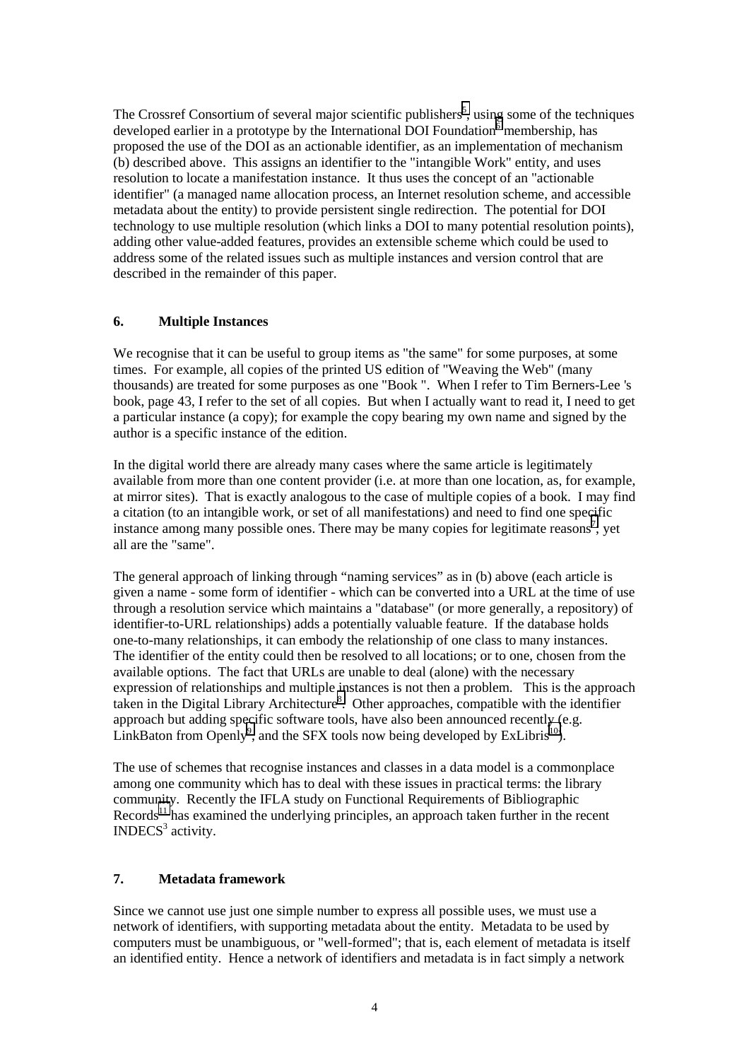The Crossref Consortium of several major scientific publishers[5], using some of the techniques developed earlier in a prototype by the International DOI Foundation[6] membership, has proposed the use of the DOI as an actionable identifier, as an implementation of mechanism (b) described above. This assigns an identifier to the "intangible Work" entity, and uses resolution to locate a manifestation instance. It thus uses the concept of an "actionable identifier" (a managed name allocation process, an Internet resolution scheme, and accessible metadata about the entity) to provide persistent single redirection. The potential for DOI technology to use multiple resolution (which links a DOI to many potential resolution points), adding other value-added features, provides an extensible scheme which could be used to address some of the related issues such as multiple instances and version control that are described in the remainder of this paper.

## 6. Multiple Instances

We recognise that it can be useful to group items as "the same" for some purposes, at some times. For example, all copies of the printed US edition of "Weaving the Web" (many thousands) are treated for some purposes as one "Book ". When I refer to Tim Berners-Lee 's book, page 43, I refer to the set of all copies. But when I actually want to read it, I need to get a particular instance (a copy); for example the copy bearing my own name and signed by the author is a specific instance of the edition.

In the digital world there are already many cases where the same article is legitimately available from more than one content provider (i.e. at more than one location, as, for example, at mirror sites). That is exactly analogous to the case of multiple copies of a book. I may find a citation (to an intangible work, or set of all manifestations) and need to find one specific instance among many possible ones. There may be many copies for legitimate reasons[7], yet all are the "same".

The general approach of linking through "naming services" as in (b) above (each article is given a name - some form of identifier - which can be converted into a URL at the time of use through a resolution service which maintains a "database" (or more generally, a repository) of identifier-to-URL relationships) adds a potentially valuable feature. If the database holds one-to-many relationships, it can embody the relationship of one class to many instances. The identifier of the entity could then be resolved to all locations; or to one, chosen from the available options. The fact that URLs are unable to deal (alone) with the necessary expression of relationships and multiple instances is not then a problem. This is the approach taken in the Digital Library Architecture[8]. Other approaches, compatible with the identifier approach but adding specific software tools, have also been announced recently (e.g. LinkBaton from Openly[9], and the SFX tools now being developed by ExLibris[10]).

The use of schemes that recognise instances and classes in a data model is a commonplace among one community which has to deal with these issues in practical terms: the library community. Recently the IFLA study on Functional Requirements of Bibliographic Records[11] has examined the underlying principles, an approach taken further in the recent INDECS[3] activity.

## 7. Metadata framework

Since we cannot use just one simple number to express all possible uses, we must use a network of identifiers, with supporting metadata about the entity. Metadata to be used by computers must be unambiguous, or "well-formed"; that is, each element of metadata is itself an identified entity. Hence a network of identifiers and metadata is in fact simply a network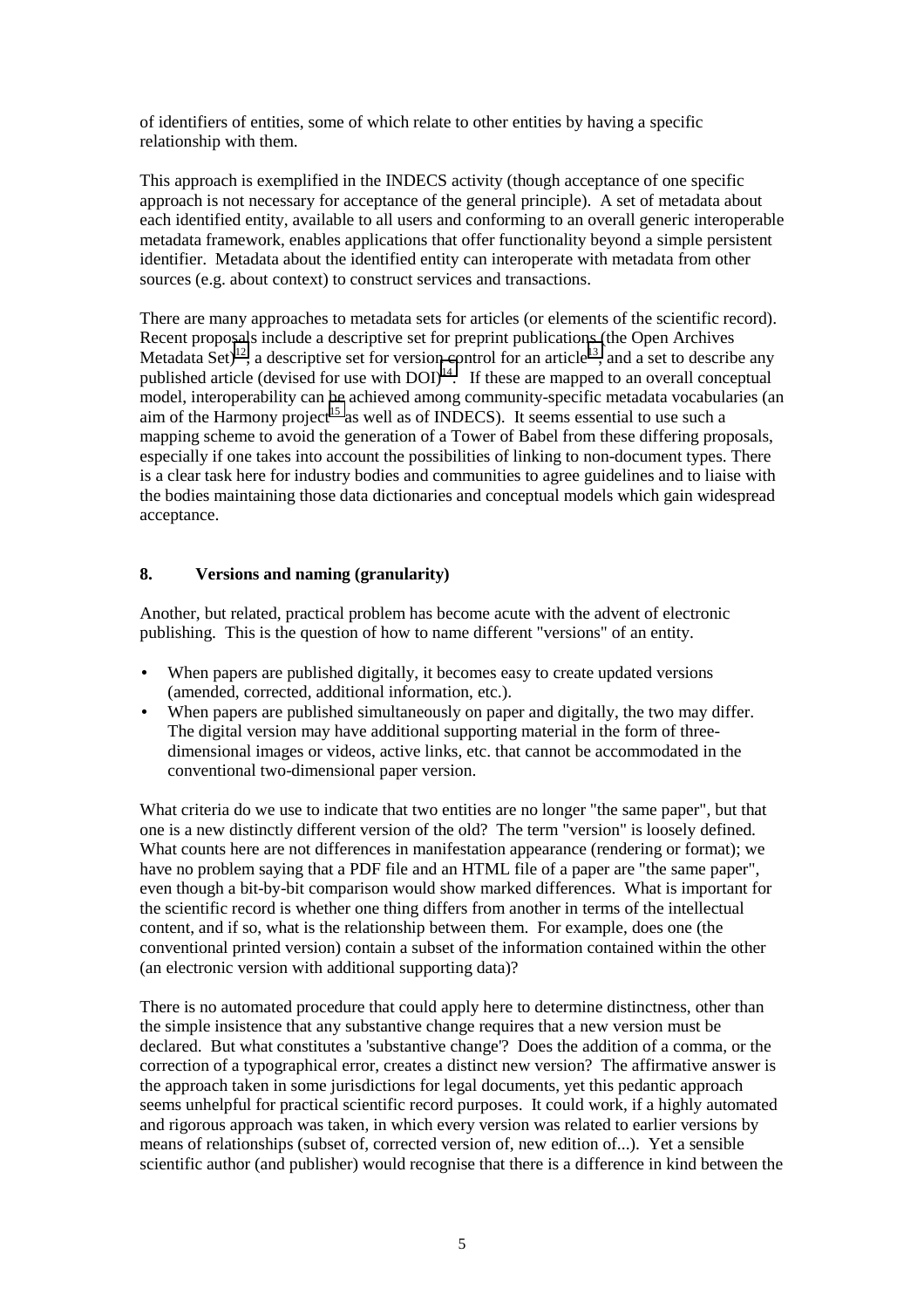of identifiers of entities, some of which relate to other entities by having a specific relationship with them.

This approach is exemplified in the INDECS activity (though acceptance of one specific approach is not necessary for acceptance of the general principle). A set of metadata about each identified entity, available to all users and conforming to an overall generic interoperable metadata framework, enables applications that offer functionality beyond a simple persistent identifier. Metadata about the identified entity can interoperate with metadata from other sources (e.g. about context) to construct services and transactions.

There are many approaches to metadata sets for articles (or elements of the scientific record). Recent proposals include a descriptive set for preprint publications (the Open Archives Metadata Set)[12], a descriptive set for version control for an article[13], and a set to describe any published article (devised for use with DOI)[14]. If these are mapped to an overall conceptual model, interoperability can be achieved among community-specific metadata vocabularies (an aim of the Harmony project[15] as well as of INDECS). It seems essential to use such a mapping scheme to avoid the generation of a Tower of Babel from these differing proposals, especially if one takes into account the possibilities of linking to non-document types. There is a clear task here for industry bodies and communities to agree guidelines and to liaise with the bodies maintaining those data dictionaries and conceptual models which gain widespread acceptance.

## 8. Versions and naming (granularity)

Another, but related, practical problem has become acute with the advent of electronic publishing. This is the question of how to name different "versions" of an entity.

- When papers are published digitally, it becomes easy to create updated versions (amended, corrected, additional information, etc.).
- When papers are published simultaneously on paper and digitally, the two may differ. The digital version may have additional supporting material in the form of three-dimensional images or videos, active links, etc. that cannot be accommodated in the conventional two-dimensional paper version.

What criteria do we use to indicate that two entities are no longer "the same paper", but that one is a new distinctly different version of the old? The term "version" is loosely defined. What counts here are not differences in manifestation appearance (rendering or format); we have no problem saying that a PDF file and an HTML file of a paper are "the same paper", even though a bit-by-bit comparison would show marked differences. What is important for the scientific record is whether one thing differs from another in terms of the intellectual content, and if so, what is the relationship between them. For example, does one (the conventional printed version) contain a subset of the information contained within the other (an electronic version with additional supporting data)?

There is no automated procedure that could apply here to determine distinctness, other than the simple insistence that any substantive change requires that a new version must be declared. But what constitutes a 'substantive change'? Does the addition of a comma, or the correction of a typographical error, creates a distinct new version? The affirmative answer is the approach taken in some jurisdictions for legal documents, yet this pedantic approach seems unhelpful for practical scientific record purposes. It could work, if a highly automated and rigorous approach was taken, in which every version was related to earlier versions by means of relationships (subset of, corrected version of, new edition of...). Yet a sensible scientific author (and publisher) would recognise that there is a difference in kind between the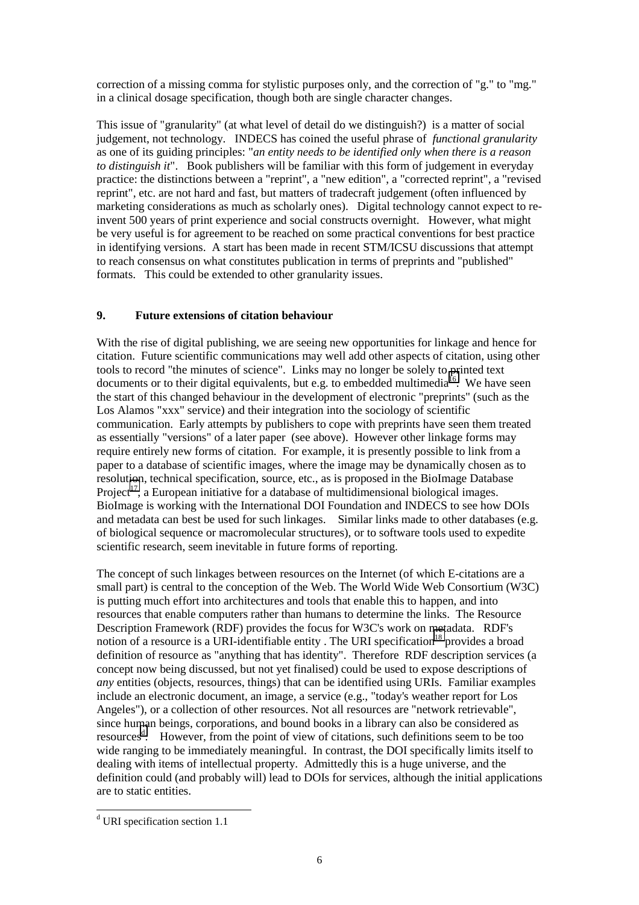correction of a missing comma for stylistic purposes only, and the correction of "g." to "mg." in a clinical dosage specification, though both are single character changes.

This issue of "granularity" (at what level of detail do we distinguish?) is a matter of social judgement, not technology. INDECS has coined the useful phrase of *functional granularity* as one of its guiding principles: "*an entity needs to be identified only when there is a reason to distinguish it*". Book publishers will be familiar with this form of judgement in everyday practice: the distinctions between a "reprint", a "new edition", a "corrected reprint", a "revised reprint", etc. are not hard and fast, but matters of tradecraft judgement (often influenced by marketing considerations as much as scholarly ones). Digital technology cannot expect to re-invent 500 years of print experience and social constructs overnight. However, what might be very useful is for agreement to be reached on some practical conventions for best practice in identifying versions. A start has been made in recent STM/ICSU discussions that attempt to reach consensus on what constitutes publication in terms of preprints and "published" formats. This could be extended to other granularity issues.

## 9. Future extensions of citation behaviour

With the rise of digital publishing, we are seeing new opportunities for linkage and hence for citation. Future scientific communications may well add other aspects of citation, using other tools to record "the minutes of science". Links may no longer be solely to printed text documents or to their digital equivalents, but e.g. to embedded multimedia[16]. We have seen the start of this changed behaviour in the development of electronic "preprints" (such as the Los Alamos "xxx" service) and their integration into the sociology of scientific communication. Early attempts by publishers to cope with preprints have seen them treated as essentially "versions" of a later paper (see above). However other linkage forms may require entirely new forms of citation. For example, it is presently possible to link from a paper to a database of scientific images, where the image may be dynamically chosen as to resolution, technical specification, source, etc., as is proposed in the BioImage Database Project[17], a European initiative for a database of multidimensional biological images. BioImage is working with the International DOI Foundation and INDECS to see how DOIs and metadata can best be used for such linkages. Similar links made to other databases (e.g. of biological sequence or macromolecular structures), or to software tools used to expedite scientific research, seem inevitable in future forms of reporting.

The concept of such linkages between resources on the Internet (of which E-citations are a small part) is central to the conception of the Web. The World Wide Web Consortium (W3C) is putting much effort into architectures and tools that enable this to happen, and into resources that enable computers rather than humans to determine the links. The Resource Description Framework (RDF) provides the focus for W3C's work on metadata. RDF's notion of a resource is a URI-identifiable entity . The URI specification[18] provides a broad definition of resource as "anything that has identity". Therefore RDF description services (a concept now being discussed, but not yet finalised) could be used to expose descriptions of *any* entities (objects, resources, things) that can be identified using URIs. Familiar examples include an electronic document, an image, a service (e.g., "today's weather report for Los Angeles"), or a collection of other resources. Not all resources are "network retrievable", since human beings, corporations, and bound books in a library can also be considered as resources[d]. However, from the point of view of citations, such definitions seem to be too wide ranging to be immediately meaningful. In contrast, the DOI specifically limits itself to dealing with items of intellectual property. Admittedly this is a huge universe, and the definition could (and probably will) lead to DOIs for services, although the initial applications are to static entities.

[d] URI specification section 1.1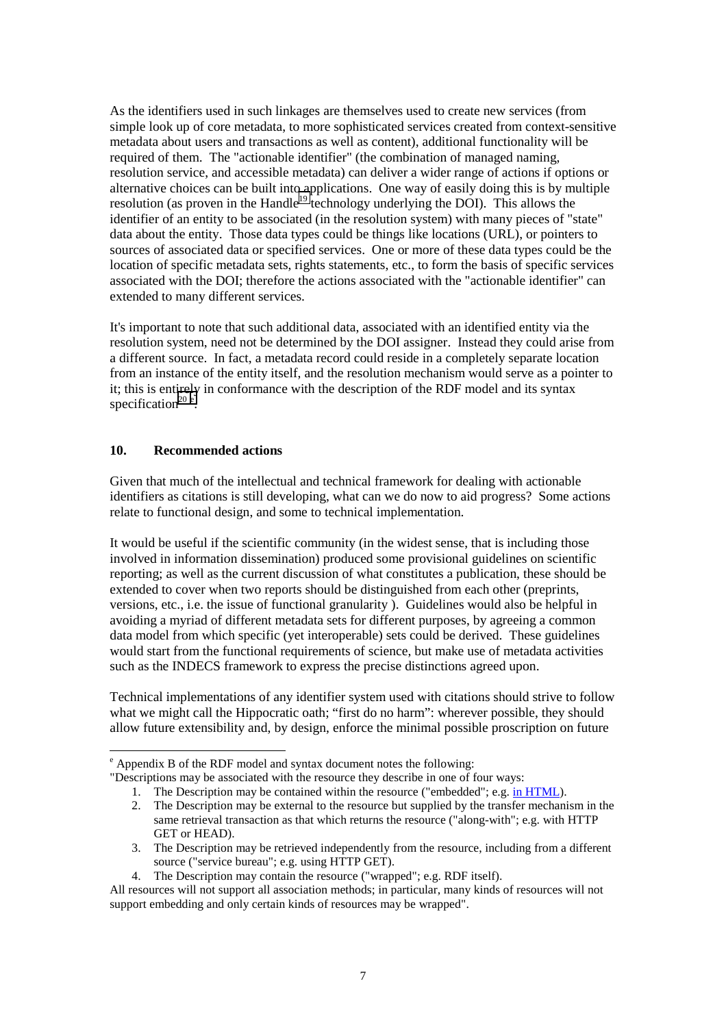As the identifiers used in such linkages are themselves used to create new services (from simple look up of core metadata, to more sophisticated services created from context-sensitive metadata about users and transactions as well as content), additional functionality will be required of them. The "actionable identifier" (the combination of managed naming, resolution service, and accessible metadata) can deliver a wider range of actions if options or alternative choices can be built into applications. One way of easily doing this is by multiple resolution (as proven in the Handle[19] technology underlying the DOI). This allows the identifier of an entity to be associated (in the resolution system) with many pieces of "state" data about the entity. Those data types could be things like locations (URL), or pointers to sources of associated data or specified services. One or more of these data types could be the location of specific metadata sets, rights statements, etc., to form the basis of specific services associated with the DOI; therefore the actions associated with the "actionable identifier" can extended to many different services.

It's important to note that such additional data, associated with an identified entity via the resolution system, need not be determined by the DOI assigner. Instead they could arise from a different source. In fact, a metadata record could reside in a completely separate location from an instance of the entity itself, and the resolution mechanism would serve as a pointer to it; this is entirely in conformance with the description of the RDF model and its syntax specification[20] [e].

## 10. Recommended actions

Given that much of the intellectual and technical framework for dealing with actionable identifiers as citations is still developing, what can we do now to aid progress? Some actions relate to functional design, and some to technical implementation.

It would be useful if the scientific community (in the widest sense, that is including those involved in information dissemination) produced some provisional guidelines on scientific reporting; as well as the current discussion of what constitutes a publication, these should be extended to cover when two reports should be distinguished from each other (preprints, versions, etc., i.e. the issue of functional granularity ). Guidelines would also be helpful in avoiding a myriad of different metadata sets for different purposes, by agreeing a common data model from which specific (yet interoperable) sets could be derived. These guidelines would start from the functional requirements of science, but make use of metadata activities such as the INDECS framework to express the precise distinctions agreed upon.

Technical implementations of any identifier system used with citations should strive to follow what we might call the Hippocratic oath; "first do no harm": wherever possible, they should allow future extensibility and, by design, enforce the minimal possible proscription on future

---

[e] Appendix B of the RDF model and syntax document notes the following:

"Descriptions may be associated with the resource they describe in one of four ways:

1. The Description may be contained within the resource ("embedded"; e.g. in HTML).
2. The Description may be external to the resource but supplied by the transfer mechanism in the same retrieval transaction as that which returns the resource ("along-with"; e.g. with HTTP GET or HEAD).
3. The Description may be retrieved independently from the resource, including from a different source ("service bureau"; e.g. using HTTP GET).
4. The Description may contain the resource ("wrapped"; e.g. RDF itself).

All resources will not support all association methods; in particular, many kinds of resources will not support embedding and only certain kinds of resources may be wrapped".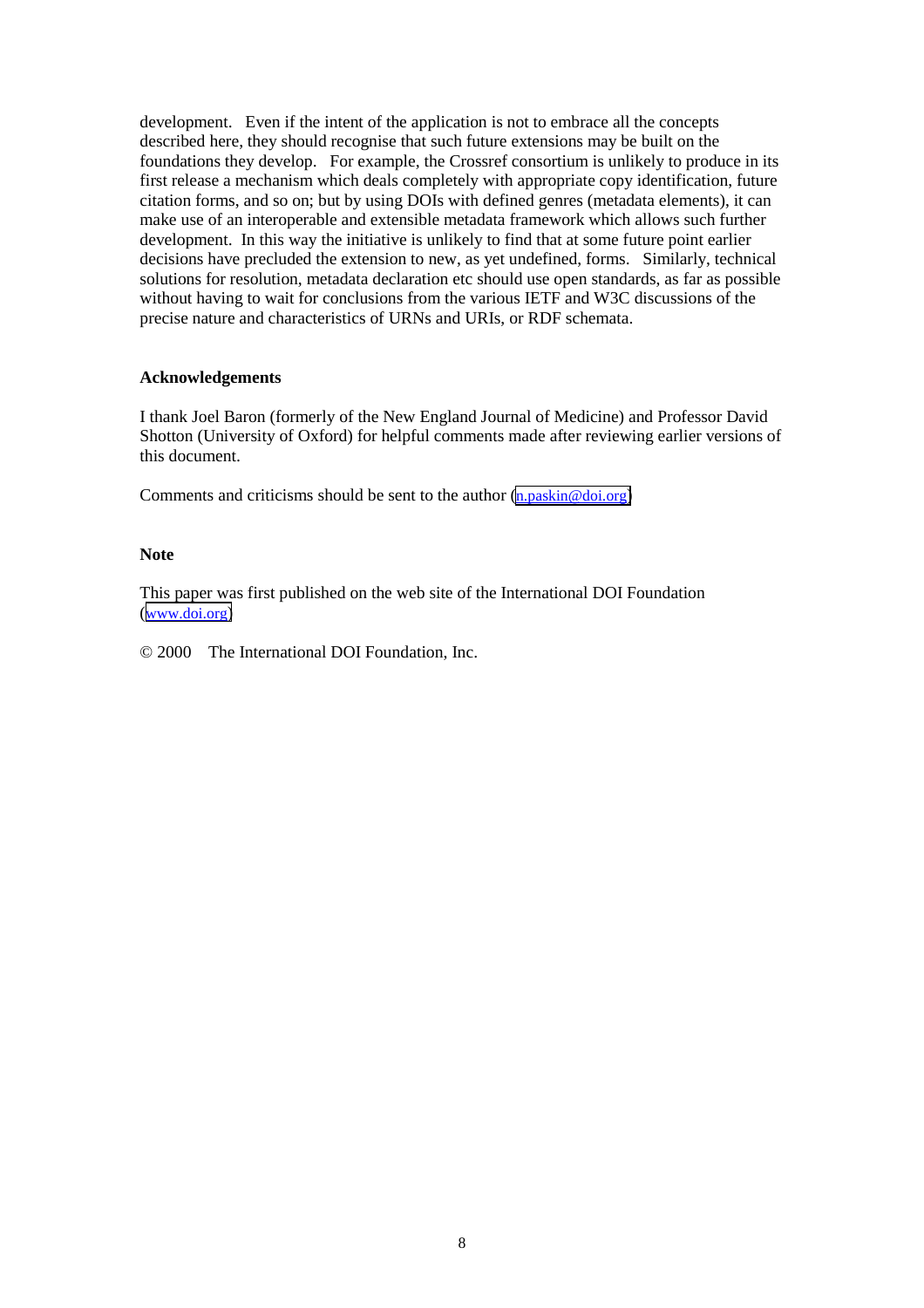development. Even if the intent of the application is not to embrace all the concepts described here, they should recognise that such future extensions may be built on the foundations they develop. For example, the Crossref consortium is unlikely to produce in its first release a mechanism which deals completely with appropriate copy identification, future citation forms, and so on; but by using DOIs with defined genres (metadata elements), it can make use of an interoperable and extensible metadata framework which allows such further development. In this way the initiative is unlikely to find that at some future point earlier decisions have precluded the extension to new, as yet undefined, forms. Similarly, technical solutions for resolution, metadata declaration etc should use open standards, as far as possible without having to wait for conclusions from the various IETF and W3C discussions of the precise nature and characteristics of URNs and URIs, or RDF schemata.

**Acknowledgements**

I thank Joel Baron (formerly of the New England Journal of Medicine) and Professor David Shotton (University of Oxford) for helpful comments made after reviewing earlier versions of this document.

Comments and criticisms should be sent to the author (n.paskin@doi.org)

**Note**

This paper was first published on the web site of the International DOI Foundation (www.doi.org)

© 2000 The International DOI Foundation, Inc.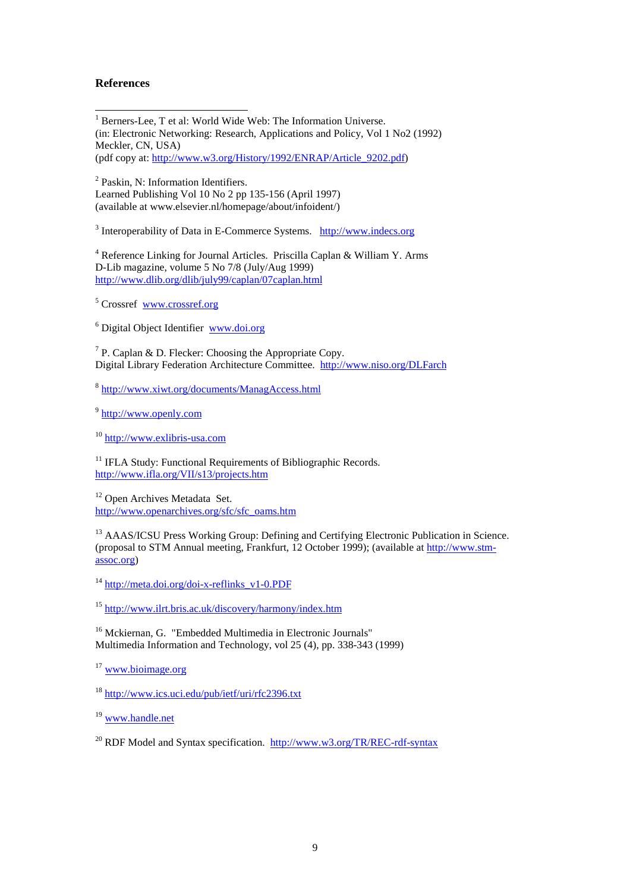**References**

[1] Berners-Lee, T et al: World Wide Web: The Information Universe.
(in: Electronic Networking: Research, Applications and Policy, Vol 1 No2 (1992) Meckler, CN, USA)
(pdf copy at: http://www.w3.org/History/1992/ENRAP/Article_9202.pdf)

[2] Paskin, N: Information Identifiers.
Learned Publishing Vol 10 No 2 pp 135-156 (April 1997)
(available at www.elsevier.nl/homepage/about/infoident/)

[3] Interoperability of Data in E-Commerce Systems. http://www.indecs.org

[4] Reference Linking for Journal Articles. Priscilla Caplan & William Y. Arms
D-Lib magazine, volume 5 No 7/8 (July/Aug 1999)
http://www.dlib.org/dlib/july99/caplan/07caplan.html

[5] Crossref www.crossref.org

[6] Digital Object Identifier www.doi.org

[7] P. Caplan & D. Flecker: Choosing the Appropriate Copy.
Digital Library Federation Architecture Committee. http://www.niso.org/DLFarch

[8] http://www.xiwt.org/documents/ManagAccess.html

[9] http://www.openly.com

[10] http://www.exlibris-usa.com

[11] IFLA Study: Functional Requirements of Bibliographic Records.
http://www.ifla.org/VII/s13/projects.htm

[12] Open Archives Metadata Set.
http://www.openarchives.org/sfc/sfc_oams.htm

[13] AAAS/ICSU Press Working Group: Defining and Certifying Electronic Publication in Science. (proposal to STM Annual meeting, Frankfurt, 12 October 1999); (available at http://www.stm-assoc.org)

[14] http://meta.doi.org/doi-x-reflinks_v1-0.PDF

[15] http://www.ilrt.bris.ac.uk/discovery/harmony/index.htm

[16] Mckiernan, G. "Embedded Multimedia in Electronic Journals"
Multimedia Information and Technology, vol 25 (4), pp. 338-343 (1999)

[17] www.bioimage.org

[18] http://www.ics.uci.edu/pub/ietf/uri/rfc2396.txt

[19] www.handle.net

[20] RDF Model and Syntax specification. http://www.w3.org/TR/REC-rdf-syntax